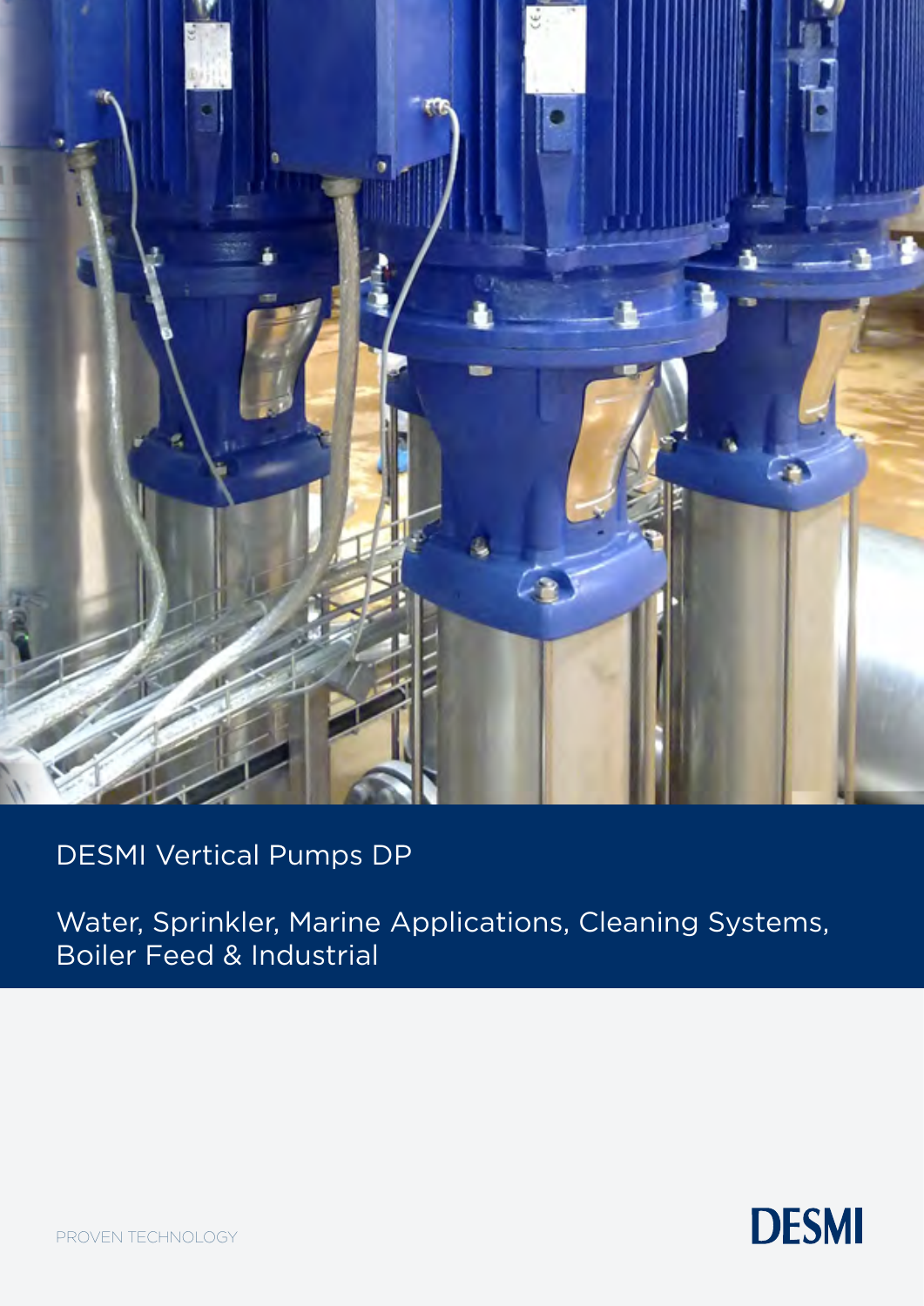# DESMI Vertical Pumps DP

## Water, Sprinkler, Marine Applications, Cleaning Systems, Boiler Feed & Industrial

PROVEN TECHNOLOGY

DESMI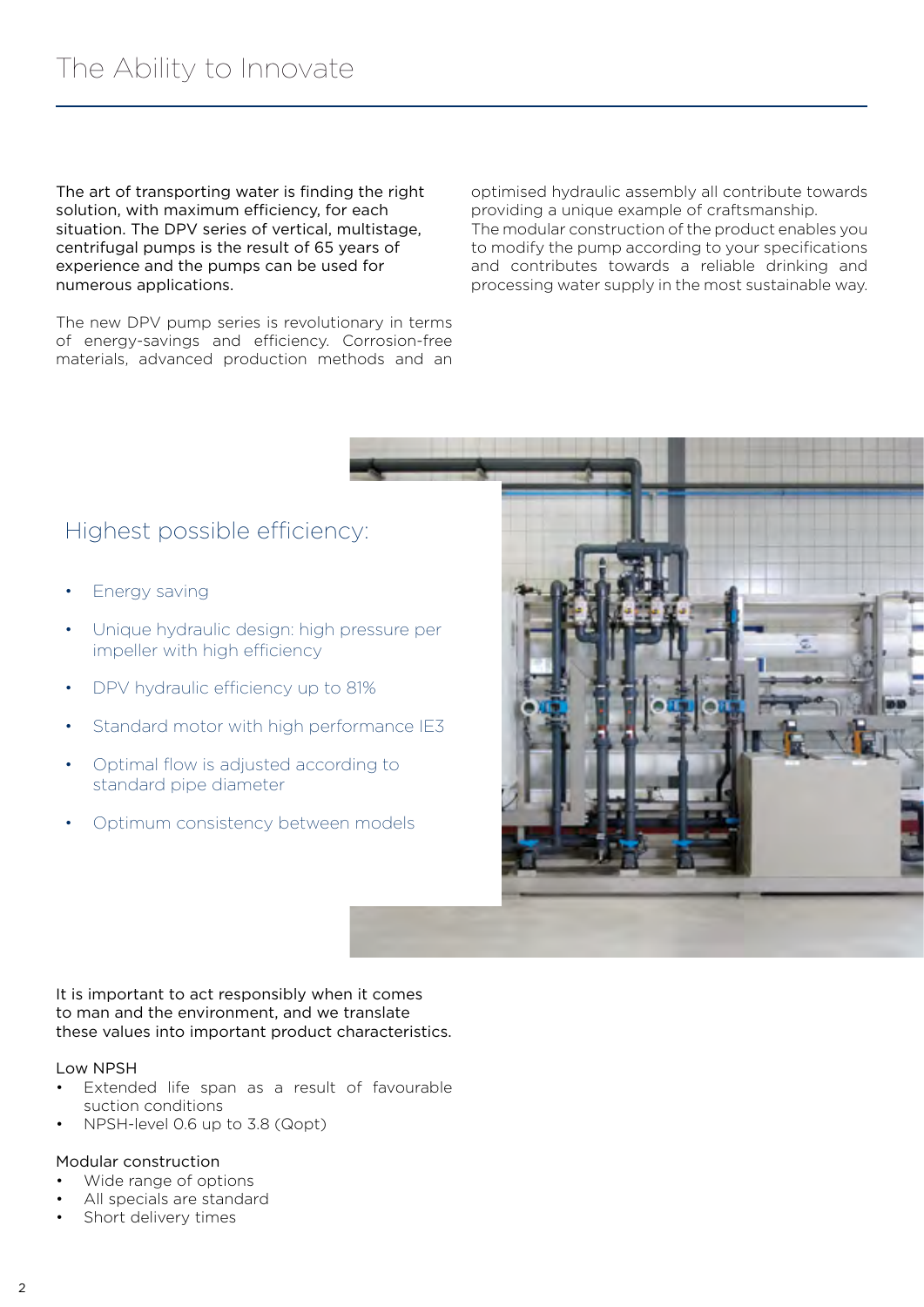# The Ability to Innovate

The art of transporting water is finding the right solution, with maximum efficiency, for each situation. The DPV series of vertical, multistage, centrifugal pumps is the result of 65 years of experience and the pumps can be used for numerous applications.

The new DPV pump series is revolutionary in terms of energy-savings and efficiency. Corrosion-free materials, advanced production methods and an optimised hydraulic assembly all contribute towards providing a unique example of craftsmanship.
The modular construction of the product enables you to modify the pump according to your specifications and contributes towards a reliable drinking and processing water supply in the most sustainable way.

## Highest possible efficiency:

- Energy saving
- Unique hydraulic design: high pressure per impeller with high efficiency
- DPV hydraulic efficiency up to 81%
- Standard motor with high performance IE3
- Optimal flow is adjusted according to standard pipe diameter
- Optimum consistency between models

It is important to act responsibly when it comes to man and the environment, and we translate these values into important product characteristics.

Low NPSH
- Extended life span as a result of favourable suction conditions
- NPSH-level 0.6 up to 3.8 (Qopt)

Modular construction
- Wide range of options
- All specials are standard
- Short delivery times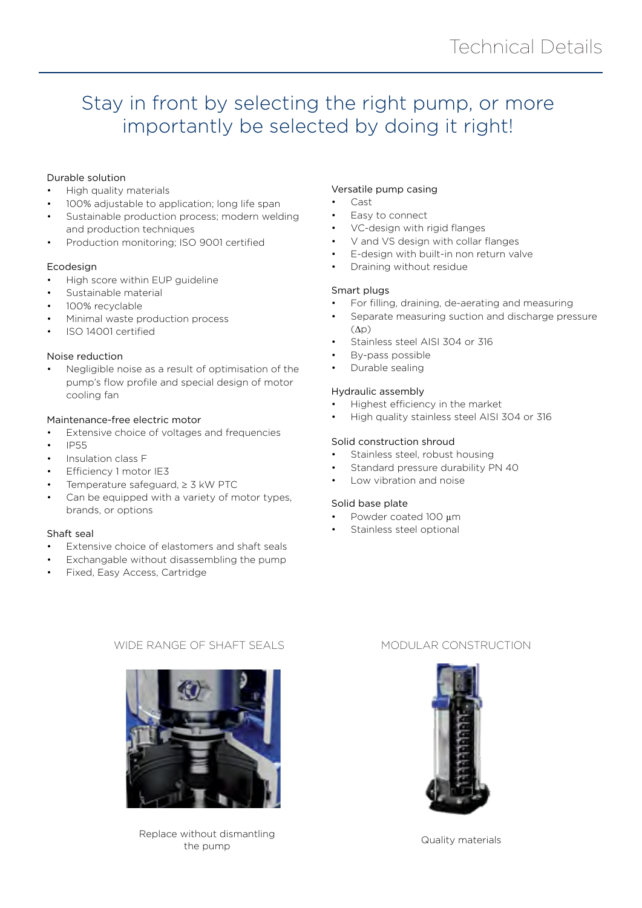# Technical Details

## Stay in front by selecting the right pump, or more importantly be selected by doing it right!

### Durable solution
- High quality materials
- 100% adjustable to application; long life span
- Sustainable production process; modern welding and production techniques
- Production monitoring; ISO 9001 certified

### Ecodesign
- High score within EUP guideline
- Sustainable material
- 100% recyclable
- Minimal waste production process
- ISO 14001 certified

### Noise reduction
- Negligible noise as a result of optimisation of the pump's flow profile and special design of motor cooling fan

### Maintenance-free electric motor
- Extensive choice of voltages and frequencies
- IP55
- Insulation class F
- Efficiency 1 motor IE3
- Temperature safeguard, ≥ 3 kW PTC
- Can be equipped with a variety of motor types, brands, or options

### Shaft seal
- Extensive choice of elastomers and shaft seals
- Exchangable without disassembling the pump
- Fixed, Easy Access, Cartridge

### Versatile pump casing
- Cast
- Easy to connect
- VC-design with rigid flanges
- V and VS design with collar flanges
- E-design with built-in non return valve
- Draining without residue

### Smart plugs
- For filling, draining, de-aerating and measuring
- Separate measuring suction and discharge pressure ($\Delta p$)
- Stainless steel AISI 304 or 316
- By-pass possible
- Durable sealing

### Hydraulic assembly
- Highest efficiency in the market
- High quality stainless steel AISI 304 or 316

### Solid construction shroud
- Stainless steel, robust housing
- Standard pressure durability PN 40
- Low vibration and noise

### Solid base plate
- Powder coated 100 µm
- Stainless steel optional

WIDE RANGE OF SHAFT SEALS

Replace without dismantling the pump

MODULAR CONSTRUCTION

Quality materials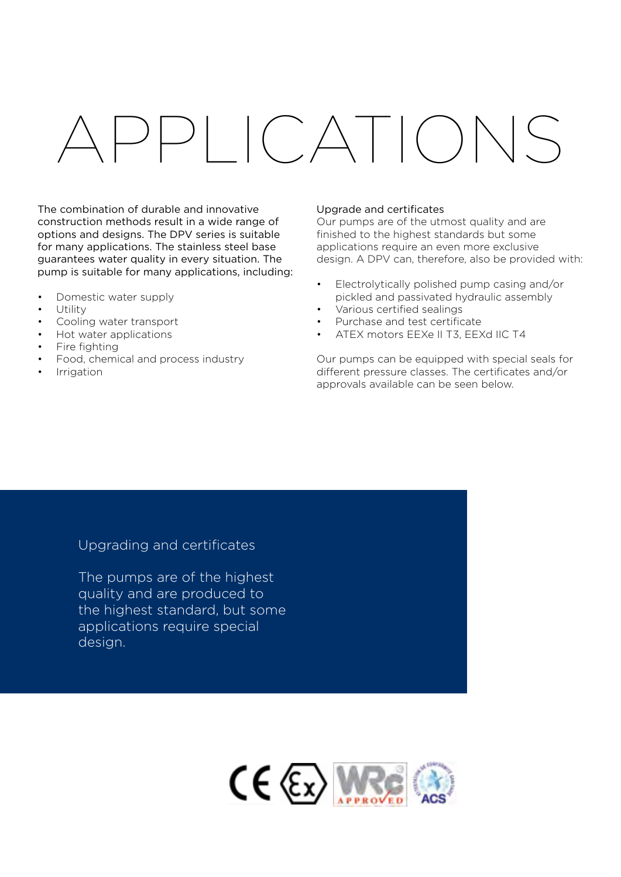# APPLICATIONS

The combination of durable and innovative construction methods result in a wide range of options and designs. The DPV series is suitable for many applications. The stainless steel base guarantees water quality in every situation. The pump is suitable for many applications, including:

- Domestic water supply
- Utility
- Cooling water transport
- Hot water applications
- Fire fighting
- Food, chemical and process industry
- Irrigation

Upgrade and certificates
Our pumps are of the utmost quality and are finished to the highest standards but some applications require an even more exclusive design. A DPV can, therefore, also be provided with:

- Electrolytically polished pump casing and/or pickled and passivated hydraulic assembly
- Various certified sealings
- Purchase and test certificate
- ATEX motors EEXe II T3, EEXd IIC T4

Our pumps can be equipped with special seals for different pressure classes. The certificates and/or approvals available can be seen below.

Upgrading and certificates

The pumps are of the highest quality and are produced to the highest standard, but some applications require special design.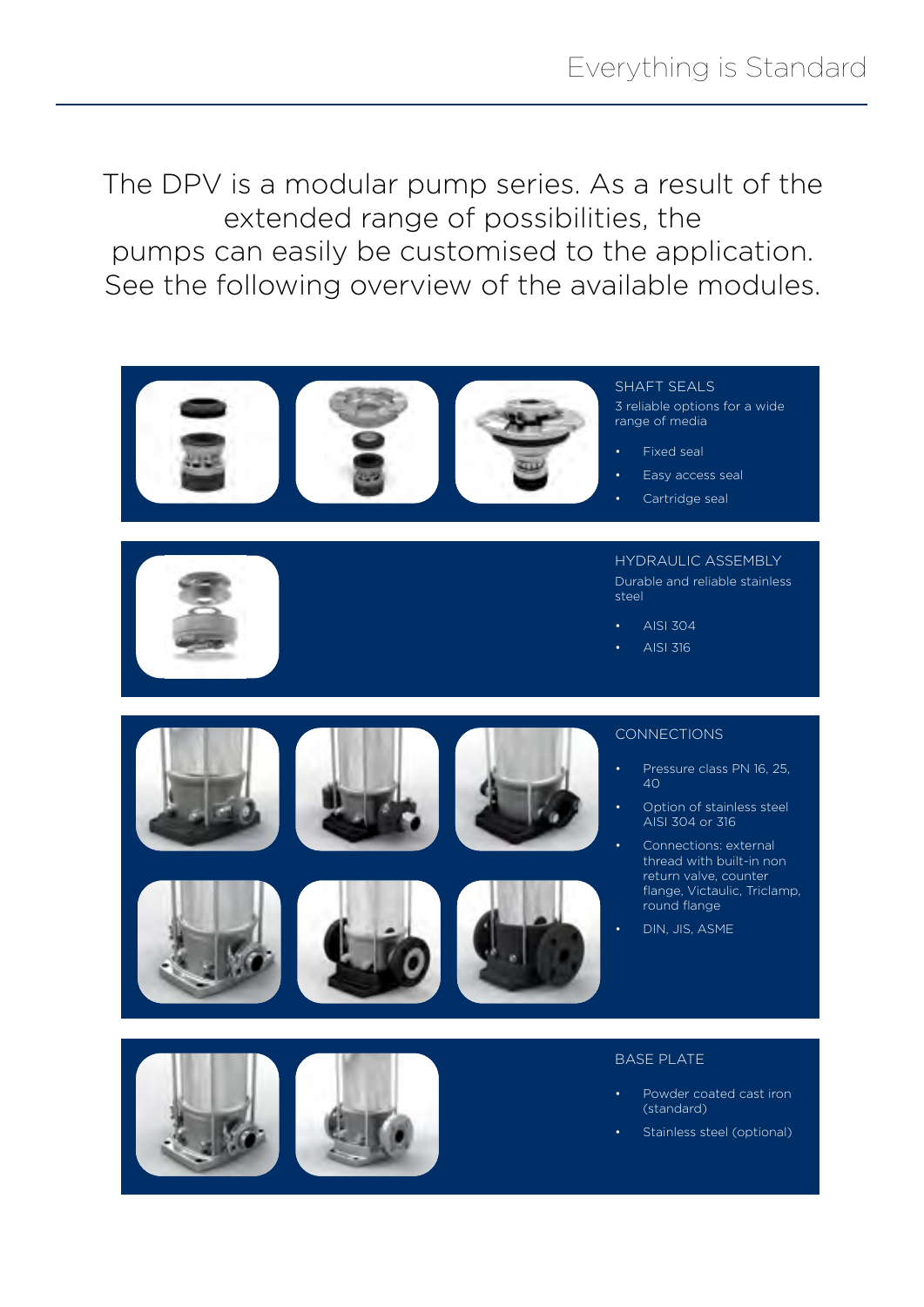# Everything is Standard

The DPV is a modular pump series. As a result of the extended range of possibilities, the pumps can easily be customised to the application. See the following overview of the available modules.

## SHAFT SEALS

3 reliable options for a wide range of media

- Fixed seal
- Easy access seal
- Cartridge seal

## HYDRAULIC ASSEMBLY

Durable and reliable stainless steel

- AISI 304
- AISI 316

## CONNECTIONS

- Pressure class PN 16, 25, 40
- Option of stainless steel AISI 304 or 316
- Connections: external thread with built-in non return valve, counter flange, Victaulic, Triclamp, round flange
- DIN, JIS, ASME

## BASE PLATE

- Powder coated cast iron (standard)
- Stainless steel (optional)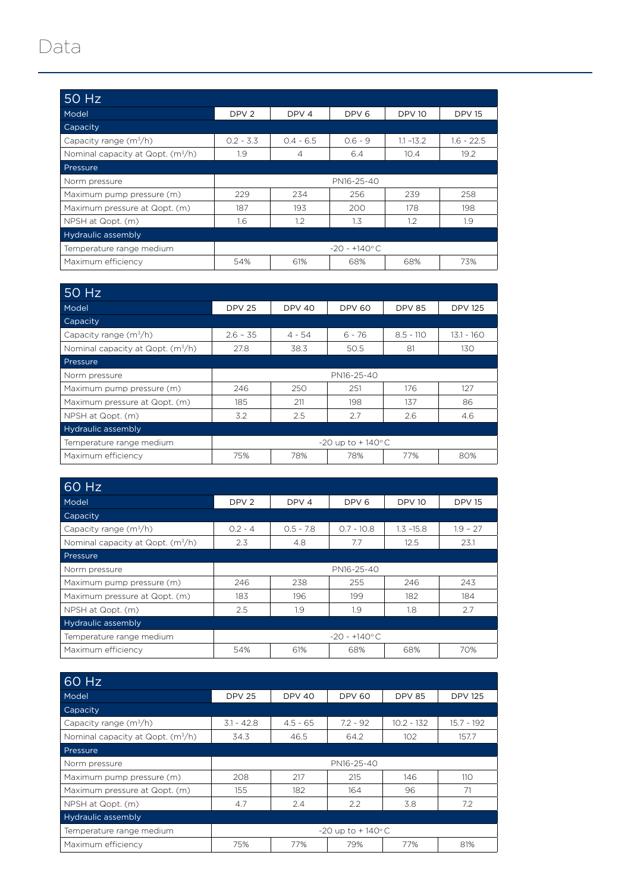# Data

| 50 Hz | | | | | |
|---|---|---|---|---|---|
| Model | DPV 2 | DPV 4 | DPV 6 | DPV 10 | DPV 15 |
| **Capacity** | | | | | |
| Capacity range ($m^3/h$) | 0.2 - 3.3 | 0.4 - 6.5 | 0.6 - 9 | 1.1 -13.2 | 1.6 - 22.5 |
| Nominal capacity at Qopt. ($m^3/h$) | 1.9 | 4 | 6.4 | 10.4 | 19.2 |
| **Pressure** | | | | | |
| Norm pressure | PN16-25-40 | | | | |
| Maximum pump pressure (m) | 229 | 234 | 256 | 239 | 258 |
| Maximum pressure at Qopt. (m) | 187 | 193 | 200 | 178 | 198 |
| NPSH at Qopt. (m) | 1.6 | 1.2 | 1.3 | 1.2 | 1.9 |
| **Hydraulic assembly** | | | | | |
| Temperature range medium | -20 - +140°C | | | | |
| Maximum efficiency | 54% | 61% | 68% | 68% | 73% |

| 50 Hz | | | | | |
|---|---|---|---|---|---|
| Model | DPV 25 | DPV 40 | DPV 60 | DPV 85 | DPV 125 |
| **Capacity** | | | | | |
| Capacity range ($m^3/h$) | 2.6 – 35 | 4 - 54 | 6 - 76 | 8.5 - 110 | 13.1 - 160 |
| Nominal capacity at Qopt. ($m^3/h$) | 27.8 | 38.3 | 50.5 | 81 | 130 |
| **Pressure** | | | | | |
| Norm pressure | PN16-25-40 | | | | |
| Maximum pump pressure (m) | 246 | 250 | 251 | 176 | 127 |
| Maximum pressure at Qopt. (m) | 185 | 211 | 198 | 137 | 86 |
| NPSH at Qopt. (m) | 3.2 | 2.5 | 2.7 | 2.6 | 4.6 |
| **Hydraulic assembly** | | | | | |
| Temperature range medium | -20 up to + 140°C | | | | |
| Maximum efficiency | 75% | 78% | 78% | 77% | 80% |

| 60 Hz | | | | | |
|---|---|---|---|---|---|
| Model | DPV 2 | DPV 4 | DPV 6 | DPV 10 | DPV 15 |
| **Capacity** | | | | | |
| Capacity range ($m^3/h$) | 0.2 - 4 | 0.5 - 7.8 | 0.7 - 10.8 | 1.3 -15.8 | 1.9 – 27 |
| Nominal capacity at Qopt. ($m^3/h$) | 2.3 | 4.8 | 7.7 | 12.5 | 23.1 |
| **Pressure** | | | | | |
| Norm pressure | PN16-25-40 | | | | |
| Maximum pump pressure (m) | 246 | 238 | 255 | 246 | 243 |
| Maximum pressure at Qopt. (m) | 183 | 196 | 199 | 182 | 184 |
| NPSH at Qopt. (m) | 2.5 | 1.9 | 1.9 | 1.8 | 2.7 |
| **Hydraulic assembly** | | | | | |
| Temperature range medium | -20 - +140°C | | | | |
| Maximum efficiency | 54% | 61% | 68% | 68% | 70% |

| 60 Hz | | | | | |
|---|---|---|---|---|---|
| Model | DPV 25 | DPV 40 | DPV 60 | DPV 85 | DPV 125 |
| **Capacity** | | | | | |
| Capacity range ($m^3/h$) | 3.1 - 42.8 | 4.5 - 65 | 7.2 - 92 | 10.2 - 132 | 15.7 - 192 |
| Nominal capacity at Qopt. ($m^3/h$) | 34.3 | 46.5 | 64.2 | 102 | 157.7 |
| **Pressure** | | | | | |
| Norm pressure | PN16-25-40 | | | | |
| Maximum pump pressure (m) | 208 | 217 | 215 | 146 | 110 |
| Maximum pressure at Qopt. (m) | 155 | 182 | 164 | 96 | 71 |
| NPSH at Qopt. (m) | 4.7 | 2.4 | 2.2 | 3.8 | 7.2 |
| **Hydraulic assembly** | | | | | |
| Temperature range medium | -20 up to + 140°C | | | | |
| Maximum efficiency | 75% | 77% | 79% | 77% | 81% |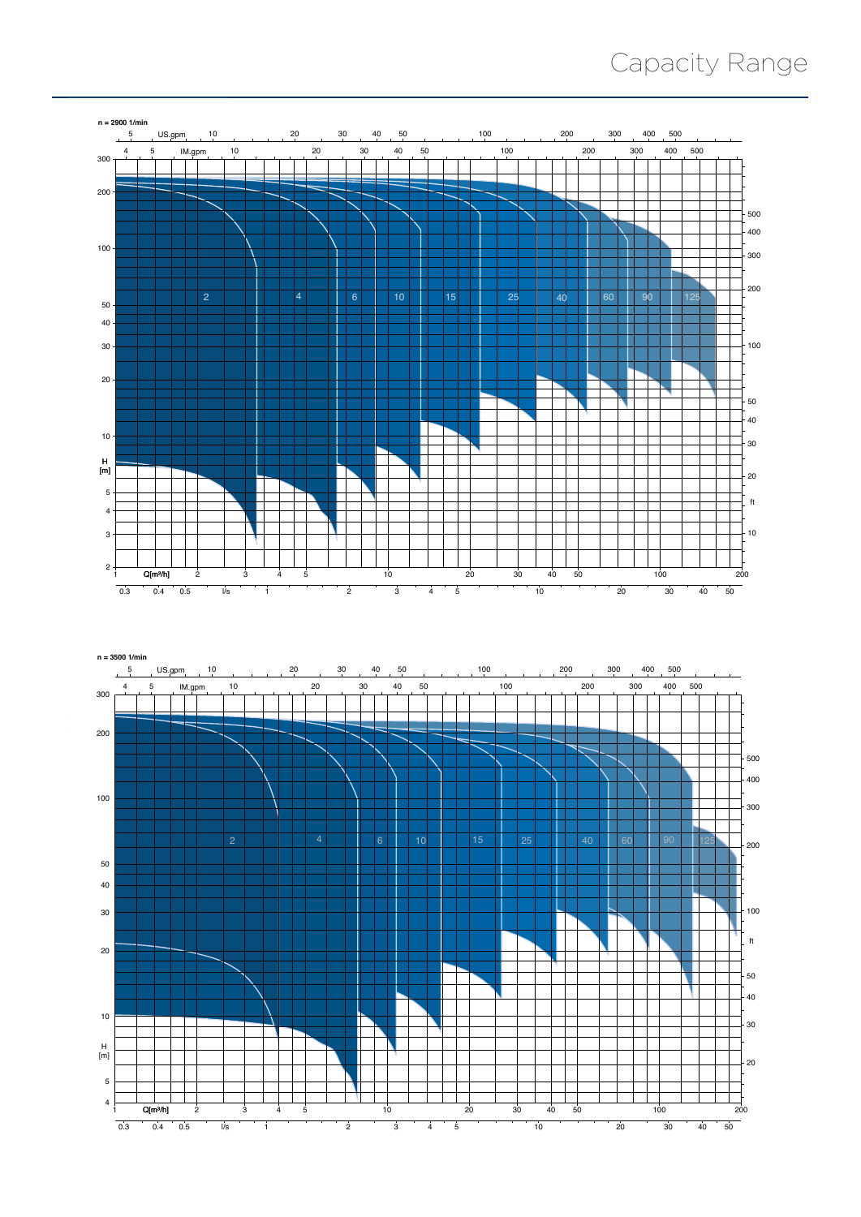# Capacity Range

n = 2900 1/min

US.gpm 5 10 20 30 40 50 100 200 300 400 500

IM.gpm 4 5 10 20 30 40 50 100 200 300 400 500

H [m] 2 3 4 5 10 20 30 40 50 100 200 300

ft 10 20 30 40 50 100 200 300 400 500

Q[m³/h] 1 2 3 4 5 10 20 30 40 50 100 200

l/s 0.3 0.4 0.5 1 2 3 4 5 10 20 30 40 50

2 4 6 10 15 25 40 60 90 125

n = 3500 1/min

US.gpm 5 10 20 30 40 50 100 200 300 400 500

IM.gpm 4 5 10 20 30 40 50 100 200 300 400 500

H [m] 4 5 10 20 30 40 50 100 200 300

ft 20 30 40 50 100 200 300 400 500

Q[m³/h] 1 2 3 4 5 10 20 30 40 50 100 200

l/s 0.3 0.4 0.5 1 2 3 4 5 10 20 30 40 50

2 4 6 10 15 25 40 60 90 125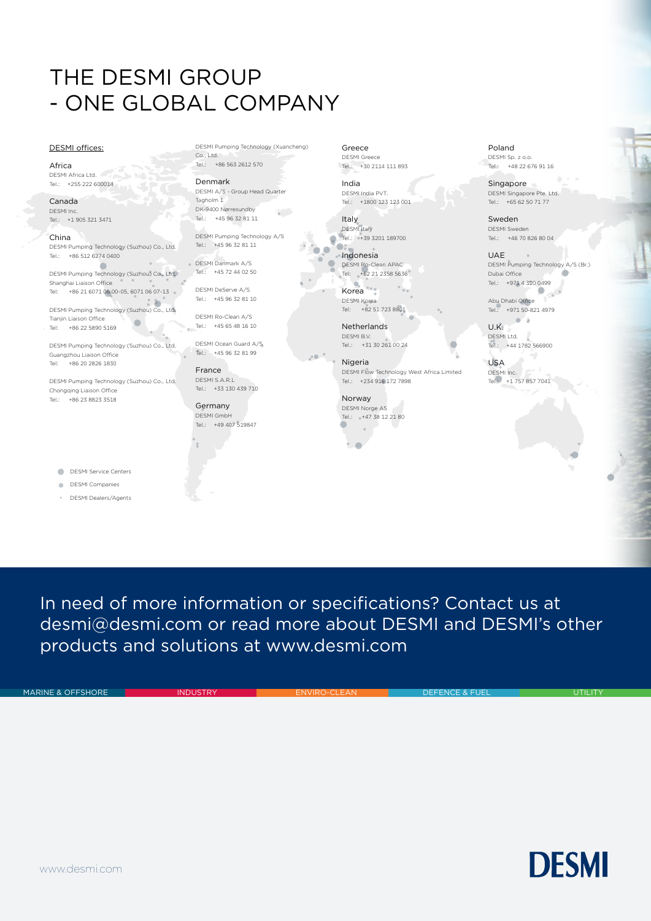# THE DESMI GROUP
# - ONE GLOBAL COMPANY

DESMI offices:

**Africa**
DESMI Africa Ltd.
Tel.: +255 222 600014

**Canada**
DESMI Inc.
Tel.: +1 905 321 3471

**China**
DESMI Pumping Technology (Suzhou) Co., Ltd.
Tel.: +86 512 6274 0400

DESMI Pumping Technology (Suzhou) Co., Ltd.
Shanghai Liaison Office
Tel: +86 21 6071 06 00-05, 6071 06 07-13

DESMI Pumping Technology (Suzhou) Co., Ltd.
Tianjin Liaison Office
Tel: +86 22 5890 5169

DESMI Pumping Technology (Suzhou) Co., Ltd.
Guangzhou Liaison Office
Tel: +86 20 2826 1830

DESMI Pumping Technology (Suzhou) Co., Ltd.
Chongqing Liaison Office
Tel.: +86 23 8823 3518

DESMI Pumping Technology (Xuancheng) Co., Ltd.
Tel.: +86 563 2612 570

**Denmark**
DESMI A/S - Group Head Quarter
Tagholm 1
DK-9400 Nørresundby
Tel.: +45 96 32 81 11

DESMI Pumping Technology A/S
Tel.: +45 96 32 81 11

DESMI Danmark A/S
Tel.: +45 72 44 02 50

DESMI DeServe A/S
Tel.: +45 96 32 81 10

DESMI Ro-Clean A/S
Tel.: +45 65 48 16 10

DESMI Ocean Guard A/S
Tel.: +45 96 32 81 99

**France**
DESMI S.A.R.L
Tel.: +33 130 439 710

**Germany**
DESMI GmbH
Tel.: +49 407 519847

**Greece**
DESMI Greece
Tel.: +30 2114 111 893

**India**
DESMI India PVT.
Tel.: +1800 123 123 001

**Italy**
DESMI Italy
Tel.: +39 3201 189700

**Indonesia**
DESMI Ro-Clean APAC
Tel: +62 21 2358 5636

**Korea**
DESMI Korea
Tel: +82 51 723 8801

**Netherlands**
DESMI B.V.
Tel.: +31 30 261 00 24

**Nigeria**
DESMI Flow Technology West Africa Limited
Tel.: +234 916 172 7898

**Norway**
DESMI Norge AS
Tel.: +47 38 12 21 80

**Poland**
DESMI Sp. z o.o.
Tel.: +48 22 676 91 16

**Singapore**
DESMI Singapore Pte. Ltd.
Tel.: +65 62 50 71 77

**Sweden**
DESMI Sweden
Tel.: +46 70 826 80 04

**UAE**
DESMI Pumping Technology A/S (Br.)
Dubai Office
Tel.: +971 4 320 0499

Abu Dhabi Office
Tel.: +971 50-821 4979

**U.K.**
DESMI Ltd.
Tel.: +44 1782 566900

**USA**
DESMI Inc.
Tel.: +1 757 857 7041

- DESMI Service Centers
- DESMI Companies
- DESMI Dealers/Agents

In need of more information or specifications? Contact us at desmi@desmi.com or read more about DESMI and DESMI's other products and solutions at www.desmi.com

MARINE & OFFSHORE | INDUSTRY | ENVIRO-CLEAN | DEFENCE & FUEL | UTILITY

www.desmi.com

DESMI